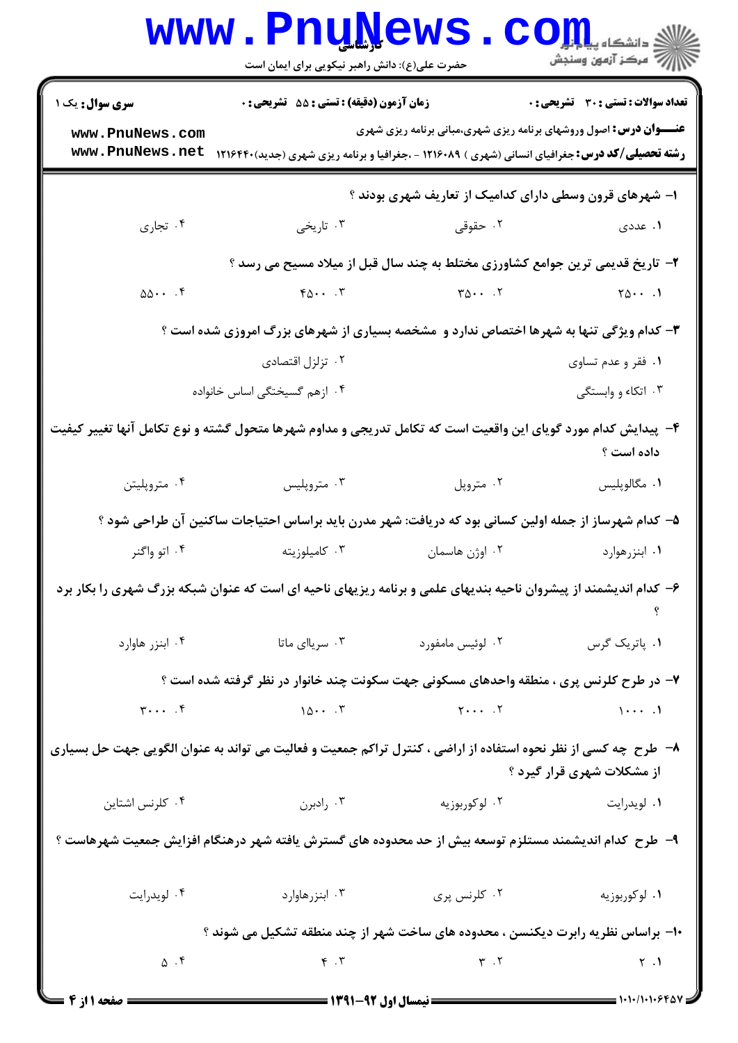کارشناسی

حضرت علی(ع): دانش راهبر نیکویی برای ایمان است

**سری سوال:** یک ۱ | **زمان آزمون (دقیقه) : تستی : ۵۵ تشریحی : ۰** | **تعداد سوالات : تستی : ۳۰ تشریحی : ۰**

**عنـــوان درس:** اصول وروشهای برنامه ریزی شهری،مبانی برنامه ریزی شهری

**رشته تحصیلی/کد درس:** جغرافیای انسانی (شهری ) ۱۲۱۶۰۸۹ - ،جغرافیا و برنامه ریزی شهری (جدید)۱۲۱۶۴۴۰

۱- شهرهای قرون وسطی دارای کدامیک از تعاریف شهری بودند ؟

۱. عددی ۲. حقوقی ۳. تاریخی ۴. تجاری

۲- تاریخ قدیمی ترین جوامع کشاورزی مختلط به چند سال قبل از میلاد مسیح می رسد ؟

۱. ۲۵۰۰ ۲. ۳۵۰۰ ۳. ۴۵۰۰ ۴. ۵۵۰۰

۳- کدام ویژگی تنها به شهرها اختصاص ندارد و مشخصه بسیاری از شهرهای بزرگ امروزی شده است ؟

۱. فقر و عدم تساوی ۲. تزلزل اقتصادی ۳. اتکاء و وابستگی ۴. ازهم گسیختگی اساس خانواده

۴- پیدایش کدام مورد گویای این واقعیت است که تکامل تدریجی و مداوم شهرها متحول گشته و نوع تکامل آنها تغییر کیفیت داده است ؟

۱. مگالوپلیس ۲. متروپل ۳. متروپلیس ۴. متروپلیتن

۵- کدام شهرساز از جمله اولین کسانی بود که دریافت: شهر مدرن باید براساس احتیاجات ساکنین آن طراحی شود ؟

۱. ابنزرهوارد ۲. اوژن هاسمان ۳. کامیلوزیته ۴. اتو واگنر

۶- کدام اندیشمند از پیشروان ناحیه بندیهای علمی و برنامه ریزیهای ناحیه ای است که عنوان شبکه بزرگ شهری را بکار برد ؟

۱. پاتریک گرس ۲. لوئیس مامفورد ۳. سریای ماتا ۴. ابنزر هاوارد

۷- در طرح کلرنس پری ، منطقه واحدهای مسکونی جهت سکونت چند خانوار در نظر گرفته شده است ؟

۱. ۱۰۰۰ ۲. ۲۰۰۰ ۳. ۱۵۰۰ ۴. ۳۰۰۰

۸- طرح چه کسی از نظر نحوه استفاده از اراضی ، کنترل تراکم جمعیت و فعالیت می تواند به عنوان الگویی جهت حل بسیاری از مشکلات شهری قرار گیرد ؟

۱. لویدرایت ۲. لوکوربوزیه ۳. رادبرن ۴. کلرنس اشتاین

۹- طرح کدام اندیشمند مستلزم توسعه بیش از حد محدوده های گسترش یافته شهر درهنگام افزایش جمعیت شهرهاست ؟

۱. لوکوربوزیه ۲. کلرنس پری ۳. ابنزرهاوارد ۴. لویدرایت

۱۰- براساس نظریه رابرت دیکنسن ، محدوده های ساخت شهر از چند منطقه تشکیل می شوند ؟

۱. ۲ ۲. ۳ ۳. ۴ ۴. ۵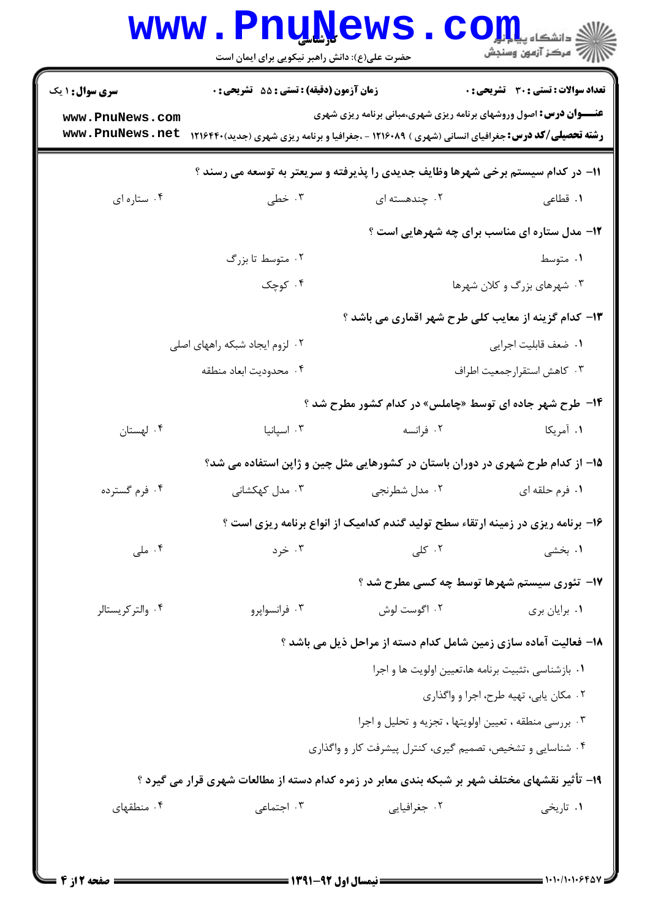**سری سوال:** ۱ یک

**زمان آزمون (دقیقه) : تستی : ۵۵ تشریحی : ۰**

**تعداد سوالات : تستی : ۳۰ تشریحی : ۰**

**عنـــوان درس:** اصول وروشهای برنامه ریزی شهری،مبانی برنامه ریزی شهری

**رشته تحصیلی/کد درس:** جغرافیای انسانی (شهری ) ۱۲۱۶۰۸۹ - ،جغرافیا و برنامه ریزی شهری (جدید)۱۲۱۶۴۴۰

۱۱- در کدام سیستم برخی شهرها وظایف جدیدی را پذیرفته و سریعتر به توسعه می رسند ؟

۱. قطاعی
۲. چندهسته ای
۳. خطی
۴. ستاره ای

۱۲- مدل ستاره ای مناسب برای چه شهرهایی است ؟

۱. متوسط
۲. متوسط تا بزرگ
۳. شهرهای بزرگ و کلان شهرها
۴. کوچک

۱۳- کدام گزینه از معایب کلی طرح شهر اقماری می باشد ؟

۱. ضعف قابلیت اجرایی
۲. لزوم ایجاد شبکه راههای اصلی
۳. کاهش استقرارجمعیت اطراف
۴. محدودیت ابعاد منطقه

۱۴- طرح شهر جاده ای توسط «چاملس» در کدام کشور مطرح شد ؟

۱. آمریکا
۲. فرانسه
۳. اسپانیا
۴. لهستان

۱۵- از کدام طرح شهری در دوران باستان در کشورهایی مثل چین و ژاپن استفاده می شد؟

۱. فرم حلقه ای
۲. مدل شطرنجی
۳. مدل کهکشانی
۴. فرم گسترده

۱۶- برنامه ریزی در زمینه ارتقاء سطح تولید گندم کدامیک از انواع برنامه ریزی است ؟

۱. بخشی
۲. کلی
۳. خرد
۴. ملی

۱۷- تئوری سیستم شهرها توسط چه کسی مطرح شد ؟

۱. برایان بری
۲. اگوست لوش
۳. فرانسواپرو
۴. والترکریستالر

۱۸- فعالیت آماده سازی زمین شامل کدام دسته از مراحل ذیل می باشد ؟

۱. بازشناسی ،تثبیت برنامه ها،تعیین اولویت ها و اجرا
۲. مکان یابی، تهیه طرح، اجرا و واگذاری
۳. بررسی منطقه ، تعیین اولویتها ، تجزیه و تحلیل و اجرا
۴. شناسایی و تشخیص، تصمیم گیری، کنترل پیشرفت کار و واگذاری

۱۹- تأثیر نقشهای مختلف شهر بر شبکه بندی معابر در زمره کدام دسته از مطالعات شهری قرار می گیرد ؟

۱. تاریخی
۲. جغرافیایی
۳. اجتماعی
۴. منطقهای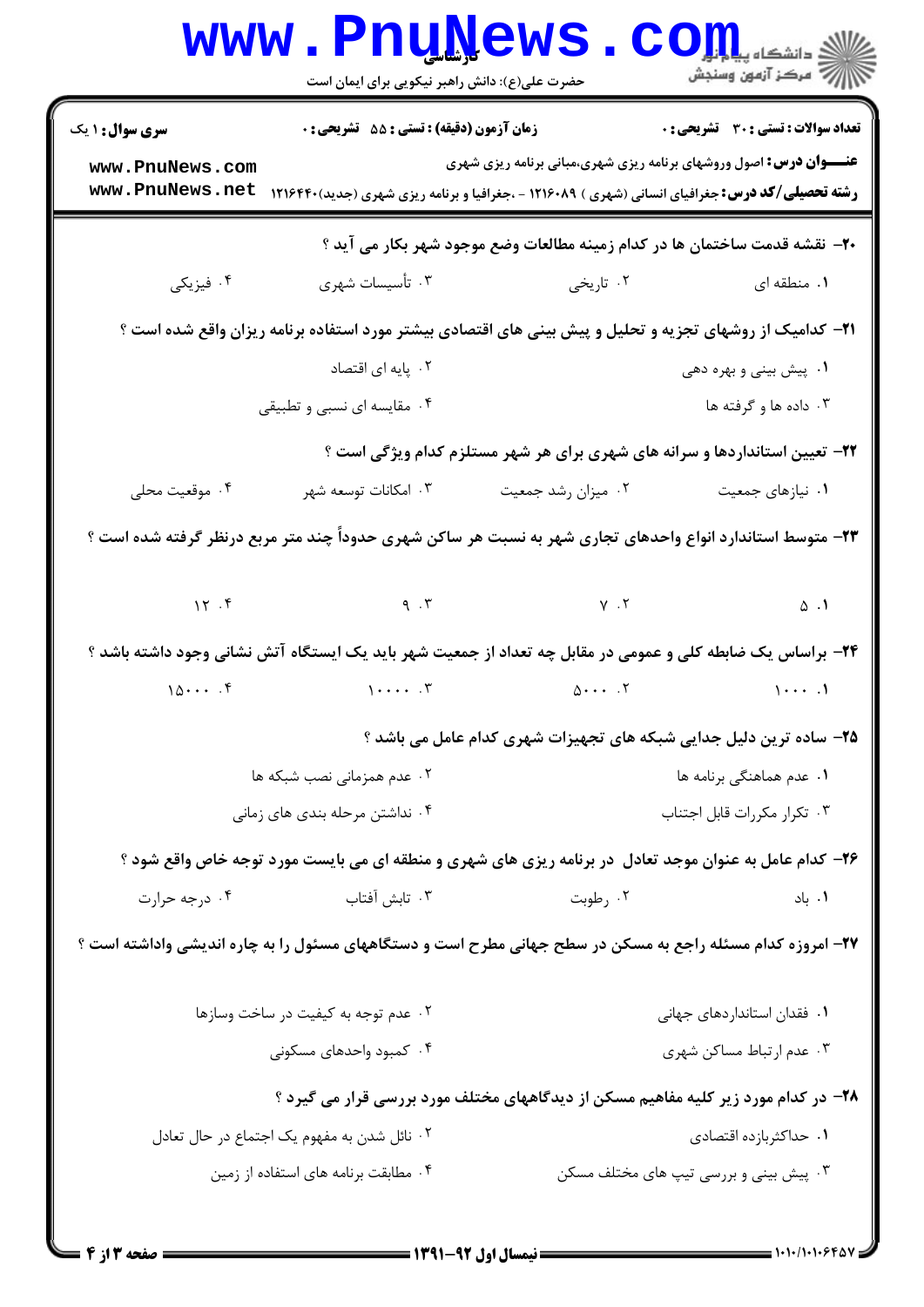**سری سوال:** ۱ یک
**زمان آزمون (دقیقه) : تستی :** ۵۵ **تشریحی :** ۰
**تعداد سوالات : تستی :** ۳۰ **تشریحی :** ۰

**عنـــوان درس:** اصول وروشهای برنامه ریزی شهری،مبانی برنامه ریزی شهری

**رشته تحصیلی/کد درس:** جغرافیای انسانی (شهری ) ۱۲۱۶۰۸۹ - ،جغرافیا و برنامه ریزی شهری (جدید)۱۲۱۶۴۴۰

**۲۰-** نقشه قدمت ساختمان ها در کدام زمینه مطالعات وضع موجود شهر بکار می آید ؟

۱. منطقه ای
۲. تاریخی
۳. تأسیسات شهری
۴. فیزیکی

**۲۱-** کدامیک از روشهای تجزیه و تحلیل و پیش بینی های اقتصادی بیشتر مورد استفاده برنامه ریزان واقع شده است ؟

۱. پیش بینی و بهره دهی
۲. پایه ای اقتصاد
۳. داده ها و گرفته ها
۴. مقایسه ای نسبی و تطبیقی

**۲۲-** تعیین استانداردها و سرانه های شهری برای هر شهر مستلزم کدام ویژگی است ؟

۱. نیازهای جمعیت
۲. میزان رشد جمعیت
۳. امکانات توسعه شهر
۴. موقعیت محلی

**۲۳-** متوسط استاندارد انواع واحدهای تجاری شهر به نسبت هر ساکن شهری حدوداً چند متر مربع درنظر گرفته شده است ؟

۱. ۵
۲. ۷
۳. ۹
۴. ۱۲

**۲۴-** براساس یک ضابطه کلی و عمومی در مقابل چه تعداد از جمعیت شهر باید یک ایستگاه آتش نشانی وجود داشته باشد ؟

۱. ۱۰۰۰
۲. ۵۰۰۰
۳. ۱۰۰۰۰
۴. ۱۵۰۰۰

**۲۵-** ساده ترین دلیل جدایی شبکه های تجهیزات شهری کدام عامل می باشد ؟

۱. عدم هماهنگی برنامه ها
۲. عدم همزمانی نصب شبکه ها
۳. تکرار مکررات قابل اجتناب
۴. نداشتن مرحله بندی های زمانی

**۲۶-** کدام عامل به عنوان موجد تعادل در برنامه ریزی های شهری و منطقه ای می بایست مورد توجه خاص واقع شود ؟

۱. باد
۲. رطوبت
۳. تابش آفتاب
۴. درجه حرارت

**۲۷-** امروزه کدام مسئله راجع به مسکن در سطح جهانی مطرح است و دستگاههای مسئول را به چاره اندیشی واداشته است ؟

۱. فقدان استانداردهای جهانی
۲. عدم توجه به کیفیت در ساخت وسازها
۳. عدم ارتباط مساکن شهری
۴. کمبود واحدهای مسکونی

**۲۸-** در کدام مورد زیر کلیه مفاهیم مسکن از دیدگاههای مختلف مورد بررسی قرار می گیرد ؟

۱. حداکثربازده اقتصادی
۲. نائل شدن به مفهوم یک اجتماع در حال تعادل
۳. پیش بینی و بررسی تیپ های مختلف مسکن
۴. مطابقت برنامه های استفاده از زمین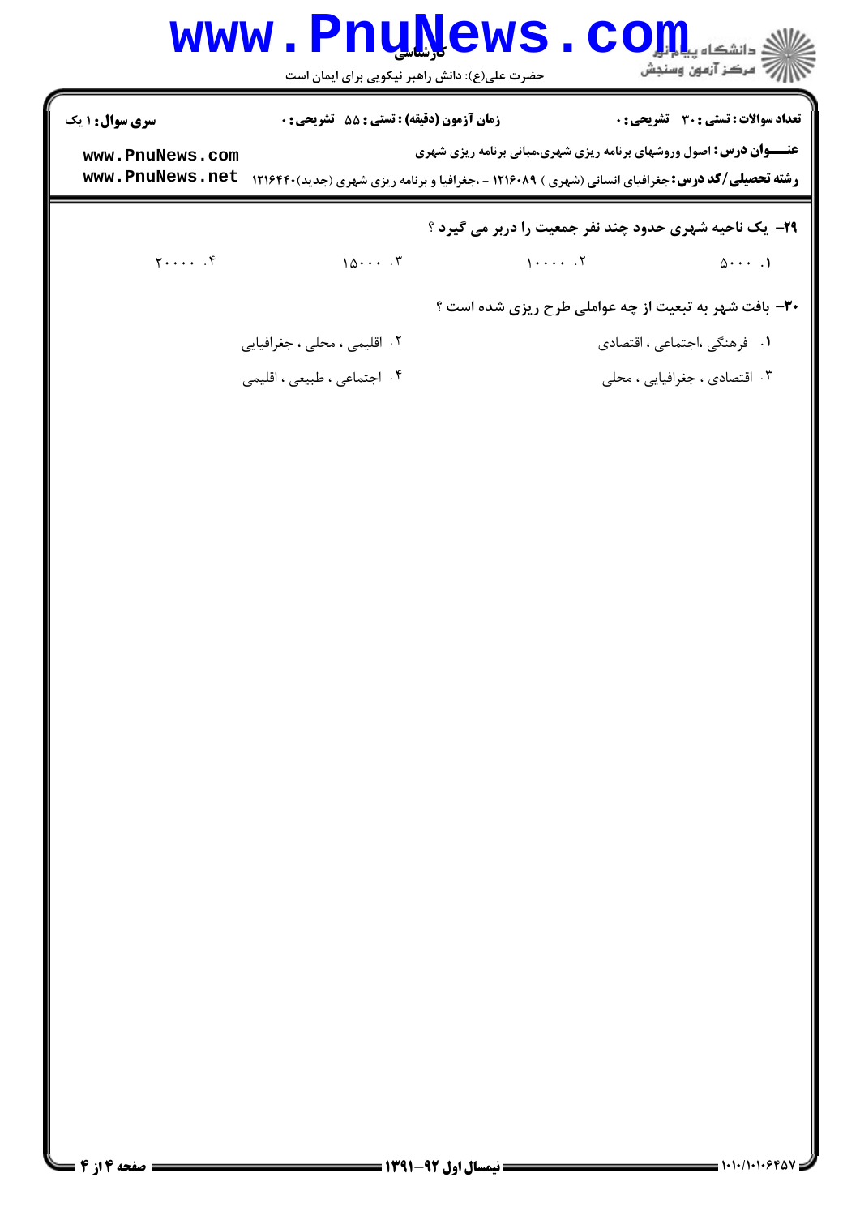۲۹- یک ناحیه شهری حدود چند نفر جمعیت را دربر می گیرد ؟

۱. ۵۰۰۰

۲. ۱۰۰۰۰

۳. ۱۵۰۰۰

۴. ۲۰۰۰۰

۳۰- بافت شهر به تبعیت از چه عواملی طرح ریزی شده است ؟

۱. فرهنگی ،اجتماعی ، اقتصادی

۲. اقلیمی ، محلی ، جغرافیایی

۳. اقتصادی ، جغرافیایی ، محلی

۴. اجتماعی ، طبیعی ، اقلیمی